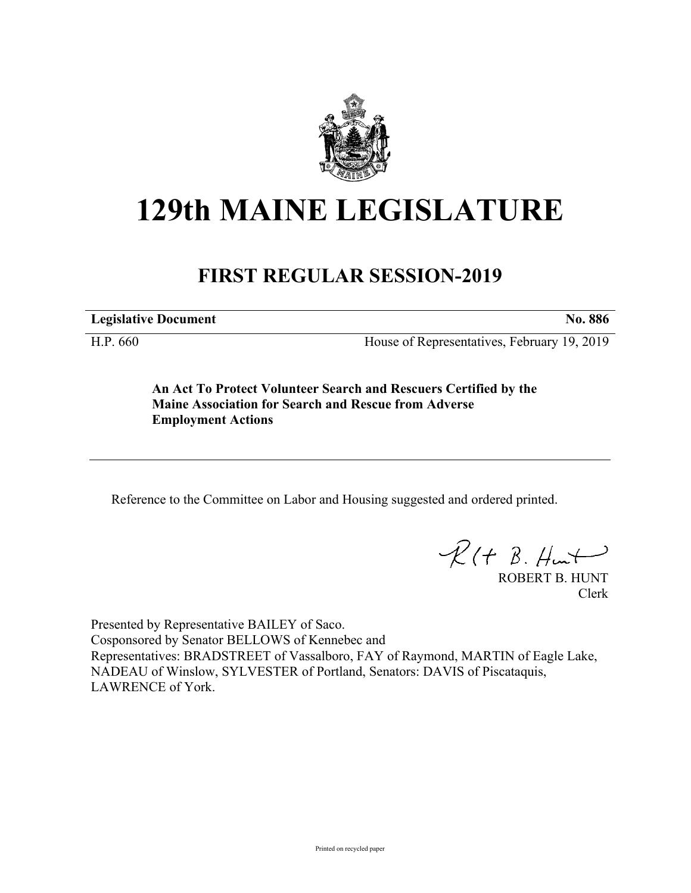# 129th MAINE LEGISLATURE

## FIRST REGULAR SESSION-2019

**Legislative Document** **No. 886**

H.P. 660 House of Representatives, February 19, 2019

**An Act To Protect Volunteer Search and Rescuers Certified by the Maine Association for Search and Rescue from Adverse Employment Actions**

Reference to the Committee on Labor and Housing suggested and ordered printed.

ROBERT B. HUNT
Clerk

Presented by Representative BAILEY of Saco.
Cosponsored by Senator BELLOWS of Kennebec and
Representatives: BRADSTREET of Vassalboro, FAY of Raymond, MARTIN of Eagle Lake, NADEAU of Winslow, SYLVESTER of Portland, Senators: DAVIS of Piscataquis, LAWRENCE of York.

Printed on recycled paper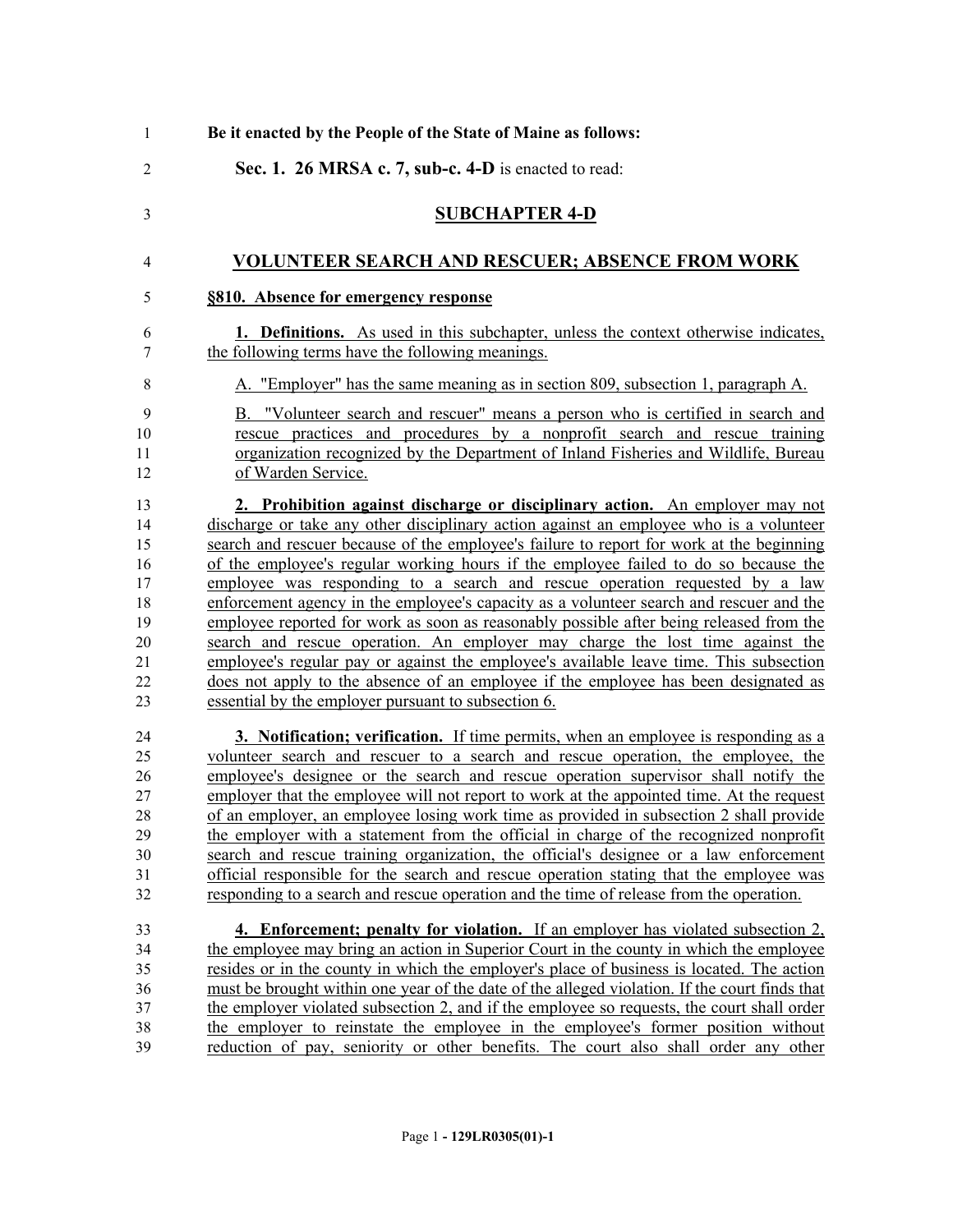**Be it enacted by the People of the State of Maine as follows:**

**Sec. 1. 26 MRSA c. 7, sub-c. 4-D** is enacted to read:

## SUBCHAPTER 4-D

## VOLUNTEER SEARCH AND RESCUER; ABSENCE FROM WORK

**§810. Absence for emergency response**

**1. Definitions.** As used in this subchapter, unless the context otherwise indicates, the following terms have the following meanings.

A. "Employer" has the same meaning as in section 809, subsection 1, paragraph A.

B. "Volunteer search and rescuer" means a person who is certified in search and rescue practices and procedures by a nonprofit search and rescue training organization recognized by the Department of Inland Fisheries and Wildlife, Bureau of Warden Service.

**2. Prohibition against discharge or disciplinary action.** An employer may not discharge or take any other disciplinary action against an employee who is a volunteer search and rescuer because of the employee's failure to report for work at the beginning of the employee's regular working hours if the employee failed to do so because the employee was responding to a search and rescue operation requested by a law enforcement agency in the employee's capacity as a volunteer search and rescuer and the employee reported for work as soon as reasonably possible after being released from the search and rescue operation. An employer may charge the lost time against the employee's regular pay or against the employee's available leave time. This subsection does not apply to the absence of an employee if the employee has been designated as essential by the employer pursuant to subsection 6.

**3. Notification; verification.** If time permits, when an employee is responding as a volunteer search and rescuer to a search and rescue operation, the employee, the employee's designee or the search and rescue operation supervisor shall notify the employer that the employee will not report to work at the appointed time. At the request of an employer, an employee losing work time as provided in subsection 2 shall provide the employer with a statement from the official in charge of the recognized nonprofit search and rescue training organization, the official's designee or a law enforcement official responsible for the search and rescue operation stating that the employee was responding to a search and rescue operation and the time of release from the operation.

**4. Enforcement; penalty for violation.** If an employer has violated subsection 2, the employee may bring an action in Superior Court in the county in which the employee resides or in the county in which the employer's place of business is located. The action must be brought within one year of the date of the alleged violation. If the court finds that the employer violated subsection 2, and if the employee so requests, the court shall order the employer to reinstate the employee in the employee's former position without reduction of pay, seniority or other benefits. The court also shall order any other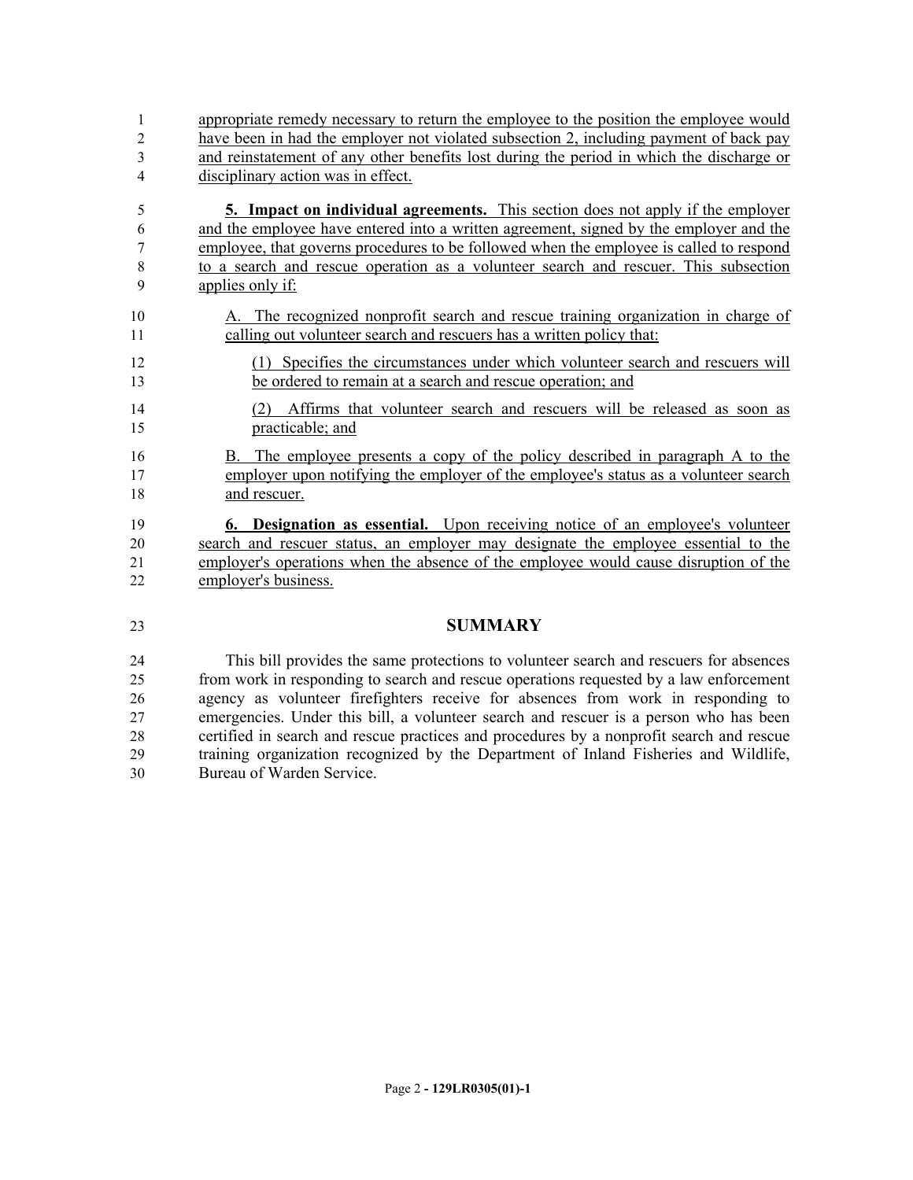appropriate remedy necessary to return the employee to the position the employee would have been in had the employer not violated subsection 2, including payment of back pay and reinstatement of any other benefits lost during the period in which the discharge or disciplinary action was in effect.

**5. Impact on individual agreements.** This section does not apply if the employer and the employee have entered into a written agreement, signed by the employer and the employee, that governs procedures to be followed when the employee is called to respond to a search and rescue operation as a volunteer search and rescuer. This subsection applies only if:

A. The recognized nonprofit search and rescue training organization in charge of calling out volunteer search and rescuers has a written policy that:

(1) Specifies the circumstances under which volunteer search and rescuers will be ordered to remain at a search and rescue operation; and

(2) Affirms that volunteer search and rescuers will be released as soon as practicable; and

B. The employee presents a copy of the policy described in paragraph A to the employer upon notifying the employer of the employee's status as a volunteer search and rescuer.

**6. Designation as essential.** Upon receiving notice of an employee's volunteer search and rescuer status, an employer may designate the employee essential to the employer's operations when the absence of the employee would cause disruption of the employer's business.

## SUMMARY

This bill provides the same protections to volunteer search and rescuers for absences from work in responding to search and rescue operations requested by a law enforcement agency as volunteer firefighters receive for absences from work in responding to emergencies. Under this bill, a volunteer search and rescuer is a person who has been certified in search and rescue practices and procedures by a nonprofit search and rescue training organization recognized by the Department of Inland Fisheries and Wildlife, Bureau of Warden Service.